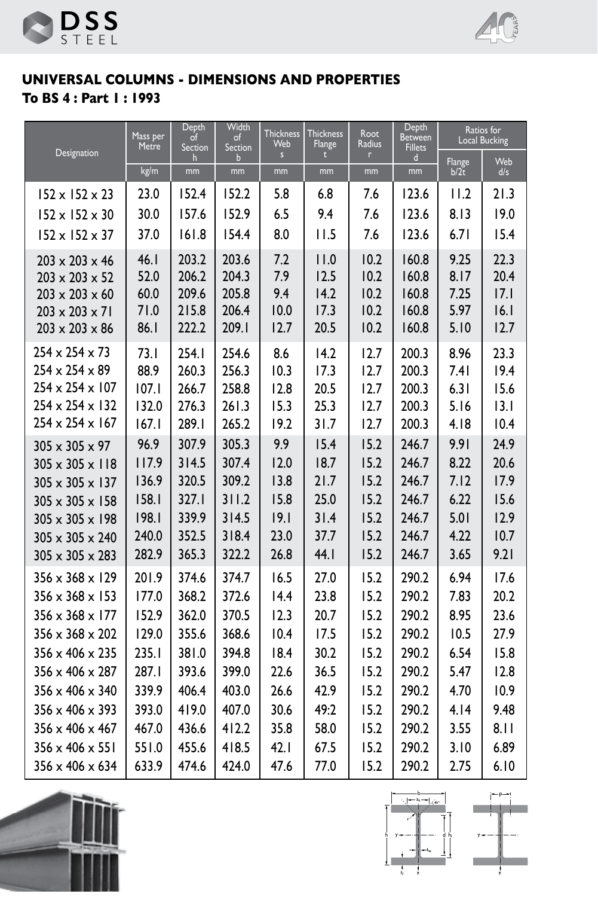# UNIVERSAL COLUMNS - DIMENSIONS AND PROPERTIES

## To BS 4 : Part 1 : 1993

| Designation | Mass per Metre | Depth of Section h | Width of Section b | Thickness Web s | Thickness Flange t | Root Radius r | Depth Between Fillets d | Ratios for Local Bucking | |
|---|---|---|---|---|---|---|---|---|---|
| | kg/m | mm | mm | mm | mm | mm | mm | Flange b/2t | Web d/s |
| 152 x 152 x 23 | 23.0 | 152.4 | 152.2 | 5.8 | 6.8 | 7.6 | 123.6 | 11.2 | 21.3 |
| 152 x 152 x 30 | 30.0 | 157.6 | 152.9 | 6.5 | 9.4 | 7.6 | 123.6 | 8.13 | 19.0 |
| 152 x 152 x 37 | 37.0 | 161.8 | 154.4 | 8.0 | 11.5 | 7.6 | 123.6 | 6.71 | 15.4 |
| 203 x 203 x 46 | 46.1 | 203.2 | 203.6 | 7.2 | 11.0 | 10.2 | 160.8 | 9.25 | 22.3 |
| 203 x 203 x 52 | 52.0 | 206.2 | 204.3 | 7.9 | 12.5 | 10.2 | 160.8 | 8.17 | 20.4 |
| 203 x 203 x 60 | 60.0 | 209.6 | 205.8 | 9.4 | 14.2 | 10.2 | 160.8 | 7.25 | 17.1 |
| 203 x 203 x 71 | 71.0 | 215.8 | 206.4 | 10.0 | 17.3 | 10.2 | 160.8 | 5.97 | 16.1 |
| 203 x 203 x 86 | 86.1 | 222.2 | 209.1 | 12.7 | 20.5 | 10.2 | 160.8 | 5.10 | 12.7 |
| 254 x 254 x 73 | 73.1 | 254.1 | 254.6 | 8.6 | 14.2 | 12.7 | 200.3 | 8.96 | 23.3 |
| 254 x 254 x 89 | 88.9 | 260.3 | 256.3 | 10.3 | 17.3 | 12.7 | 200.3 | 7.41 | 19.4 |
| 254 x 254 x 107 | 107.1 | 266.7 | 258.8 | 12.8 | 20.5 | 12.7 | 200.3 | 6.31 | 15.6 |
| 254 x 254 x 132 | 132.0 | 276.3 | 261.3 | 15.3 | 25.3 | 12.7 | 200.3 | 5.16 | 13.1 |
| 254 x 254 x 167 | 167.1 | 289.1 | 265.2 | 19.2 | 31.7 | 12.7 | 200.3 | 4.18 | 10.4 |
| 305 x 305 x 97 | 96.9 | 307.9 | 305.3 | 9.9 | 15.4 | 15.2 | 246.7 | 9.91 | 24.9 |
| 305 x 305 x 118 | 117.9 | 314.5 | 307.4 | 12.0 | 18.7 | 15.2 | 246.7 | 8.22 | 20.6 |
| 305 x 305 x 137 | 136.9 | 320.5 | 309.2 | 13.8 | 21.7 | 15.2 | 246.7 | 7.12 | 17.9 |
| 305 x 305 x 158 | 158.1 | 327.1 | 311.2 | 15.8 | 25.0 | 15.2 | 246.7 | 6.22 | 15.6 |
| 305 x 305 x 198 | 198.1 | 339.9 | 314.5 | 19.1 | 31.4 | 15.2 | 246.7 | 5.01 | 12.9 |
| 305 x 305 x 240 | 240.0 | 352.5 | 318.4 | 23.0 | 37.7 | 15.2 | 246.7 | 4.22 | 10.7 |
| 305 x 305 x 283 | 282.9 | 365.3 | 322.2 | 26.8 | 44.1 | 15.2 | 246.7 | 3.65 | 9.21 |
| 356 x 368 x 129 | 201.9 | 374.6 | 374.7 | 16.5 | 27.0 | 15.2 | 290.2 | 6.94 | 17.6 |
| 356 x 368 x 153 | 177.0 | 368.2 | 372.6 | 14.4 | 23.8 | 15.2 | 290.2 | 7.83 | 20.2 |
| 356 x 368 x 177 | 152.9 | 362.0 | 370.5 | 12.3 | 20.7 | 15.2 | 290.2 | 8.95 | 23.6 |
| 356 x 368 x 202 | 129.0 | 355.6 | 368.6 | 10.4 | 17.5 | 15.2 | 290.2 | 10.5 | 27.9 |
| 356 x 406 x 235 | 235.1 | 381.0 | 394.8 | 18.4 | 30.2 | 15.2 | 290.2 | 6.54 | 15.8 |
| 356 x 406 x 287 | 287.1 | 393.6 | 399.0 | 22.6 | 36.5 | 15.2 | 290.2 | 5.47 | 12.8 |
| 356 x 406 x 340 | 339.9 | 406.4 | 403.0 | 26.6 | 42.9 | 15.2 | 290.2 | 4.70 | 10.9 |
| 356 x 406 x 393 | 393.0 | 419.0 | 407.0 | 30.6 | 49:2 | 15.2 | 290.2 | 4.14 | 9.48 |
| 356 x 406 x 467 | 467.0 | 436.6 | 412.2 | 35.8 | 58.0 | 15.2 | 290.2 | 3.55 | 8.11 |
| 356 x 406 x 551 | 551.0 | 455.6 | 418.5 | 42.1 | 67.5 | 15.2 | 290.2 | 3.10 | 6.89 |
| 356 x 406 x 634 | 633.9 | 474.6 | 424.0 | 47.6 | 77.0 | 15.2 | 290.2 | 2.75 | 6.10 |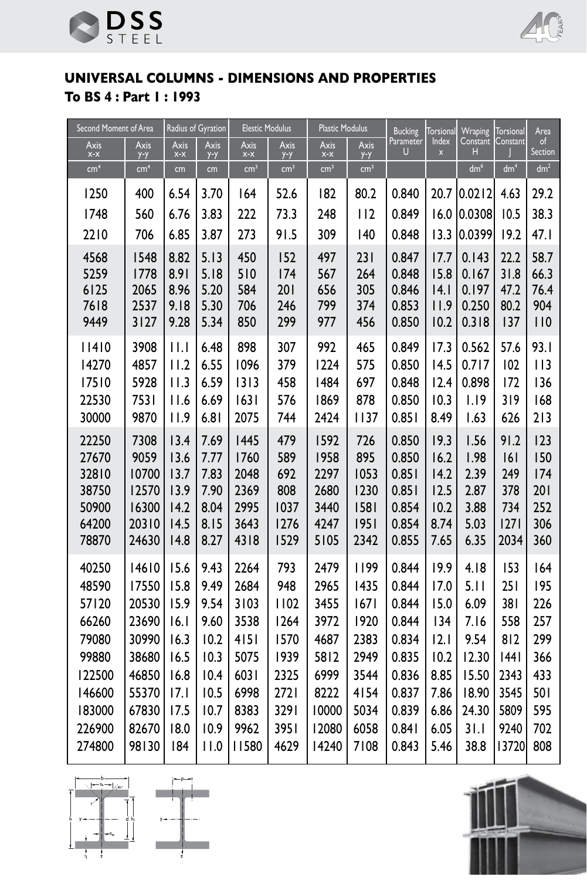## UNIVERSAL COLUMNS - DIMENSIONS AND PROPERTIES

### To BS 4 : Part 1 : 1993

| Second Moment of Area | | Radius of Gyration | | Elestic Modulus | | Plastic Modulus | | Bucking Parameter U | Torsional Index x | Wraping Constant H | Torsional Constant J | Area of Section |
|---|---|---|---|---|---|---|---|---|---|---|---|---|
| Axis x-x | Axis y-y | Axis x-x | Axis y-y | Axis x-x | Axis y-y | Axis x-x | Axis y-y | | | | | |
| $cm^4$ | $cm^4$ | cm | cm | $cm^3$ | $cm^3$ | $cm^3$ | $cm^3$ | | | $dm^6$ | $dm^4$ | $dm^2$ |
| 1250 | 400 | 6.54 | 3.70 | 164 | 52.6 | 182 | 80.2 | 0.840 | 20.7 | 0.0212 | 4.63 | 29.2 |
| 1748 | 560 | 6.76 | 3.83 | 222 | 73.3 | 248 | 112 | 0.849 | 16.0 | 0.0308 | 10.5 | 38.3 |
| 2210 | 706 | 6.85 | 3.87 | 273 | 91.5 | 309 | 140 | 0.848 | 13.3 | 0.0399 | 19.2 | 47.1 |
| 4568 | 1548 | 8.82 | 5.13 | 450 | 152 | 497 | 231 | 0.847 | 17.7 | 0.143 | 22.2 | 58.7 |
| 5259 | 1778 | 8.91 | 5.18 | 510 | 174 | 567 | 264 | 0.848 | 15.8 | 0.167 | 31.8 | 66.3 |
| 6125 | 2065 | 8.96 | 5.20 | 584 | 201 | 656 | 305 | 0.846 | 14.1 | 0.197 | 47.2 | 76.4 |
| 7618 | 2537 | 9.18 | 5.30 | 706 | 246 | 799 | 374 | 0.853 | 11.9 | 0.250 | 80.2 | 904 |
| 9449 | 3127 | 9.28 | 5.34 | 850 | 299 | 977 | 456 | 0.850 | 10.2 | 0.318 | 137 | 110 |
| 11410 | 3908 | 11.1 | 6.48 | 898 | 307 | 992 | 465 | 0.849 | 17.3 | 0.562 | 57.6 | 93.1 |
| 14270 | 4857 | 11.2 | 6.55 | 1096 | 379 | 1224 | 575 | 0.850 | 14.5 | 0.717 | 102 | 113 |
| 17510 | 5928 | 11.3 | 6.59 | 1313 | 458 | 1484 | 697 | 0.848 | 12.4 | 0.898 | 172 | 136 |
| 22530 | 7531 | 11.6 | 6.69 | 1631 | 576 | 1869 | 878 | 0.850 | 10.3 | 1.19 | 319 | 168 |
| 30000 | 9870 | 11.9 | 6.81 | 2075 | 744 | 2424 | 1137 | 0.851 | 8.49 | 1.63 | 626 | 213 |
| 22250 | 7308 | 13.4 | 7.69 | 1445 | 479 | 1592 | 726 | 0.850 | 19.3 | 1.56 | 91.2 | 123 |
| 27670 | 9059 | 13.6 | 7.77 | 1760 | 589 | 1958 | 895 | 0.850 | 16.2 | 1.98 | 161 | 150 |
| 32810 | 10700 | 13.7 | 7.83 | 2048 | 692 | 2297 | 1053 | 0.851 | 14.2 | 2.39 | 249 | 174 |
| 38750 | 12570 | 13.9 | 7.90 | 2369 | 808 | 2680 | 1230 | 0.851 | 12.5 | 2.87 | 378 | 201 |
| 50900 | 16300 | 14.2 | 8.04 | 2995 | 1037 | 3440 | 1581 | 0.854 | 10.2 | 3.88 | 734 | 252 |
| 64200 | 20310 | 14.5 | 8.15 | 3643 | 1276 | 4247 | 1951 | 0.854 | 8.74 | 5.03 | 1271 | 306 |
| 78870 | 24630 | 14.8 | 8.27 | 4318 | 1529 | 5105 | 2342 | 0.855 | 7.65 | 6.35 | 2034 | 360 |
| 40250 | 14610 | 15.6 | 9.43 | 2264 | 793 | 2479 | 1199 | 0.844 | 19.9 | 4.18 | 153 | 164 |
| 48590 | 17550 | 15.8 | 9.49 | 2684 | 948 | 2965 | 1435 | 0.844 | 17.0 | 5.11 | 251 | 195 |
| 57120 | 20530 | 15.9 | 9.54 | 3103 | 1102 | 3455 | 1671 | 0.844 | 15.0 | 6.09 | 381 | 226 |
| 66260 | 23690 | 16.1 | 9.60 | 3538 | 1264 | 3972 | 1920 | 0.844 | 134 | 7.16 | 558 | 257 |
| 79080 | 30990 | 16.3 | 10.2 | 4151 | 1570 | 4687 | 2383 | 0.834 | 12.1 | 9.54 | 812 | 299 |
| 99880 | 38680 | 16.5 | 10.3 | 5075 | 1939 | 5812 | 2949 | 0.835 | 10.2 | 12.30 | 1441 | 366 |
| 122500 | 46850 | 16.8 | 10.4 | 6031 | 2325 | 6999 | 3544 | 0.836 | 8.85 | 15.50 | 2343 | 433 |
| 146600 | 55370 | 17.1 | 10.5 | 6998 | 2721 | 8222 | 4154 | 0.837 | 7.86 | 18.90 | 3545 | 501 |
| 183000 | 67830 | 17.5 | 10.7 | 8383 | 3291 | 10000 | 5034 | 0.839 | 6.86 | 24.30 | 5809 | 595 |
| 226900 | 82670 | 18.0 | 10.9 | 9962 | 3951 | 12080 | 6058 | 0.841 | 6.05 | 31.1 | 9240 | 702 |
| 274800 | 98130 | 184 | 11.0 | 11580 | 4629 | 14240 | 7108 | 0.843 | 5.46 | 38.8 | 13720 | 808 |